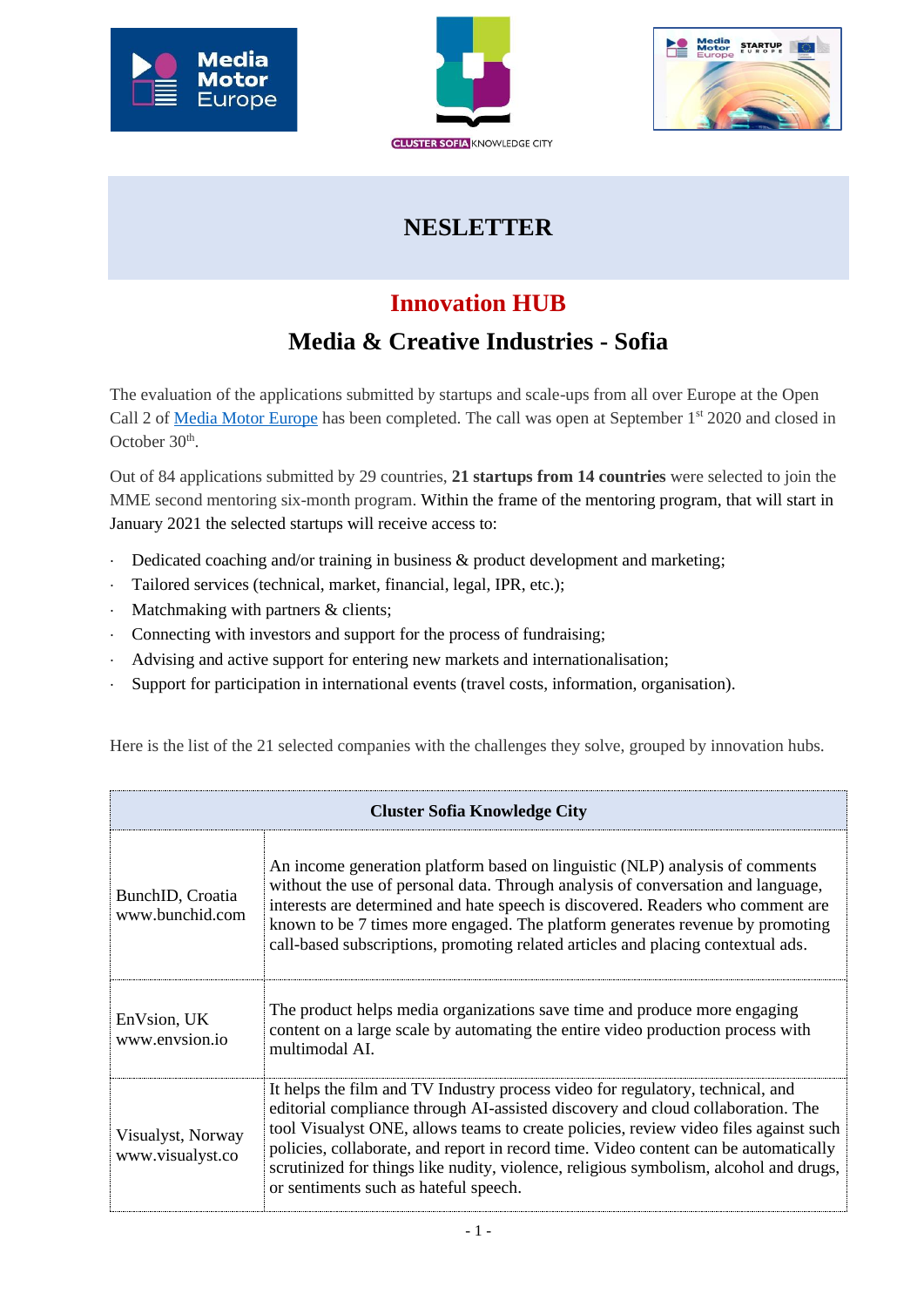# NESLETTER

## Innovation HUB

## Media & Creative Industries - Sofia

The evaluation of the applications submitted by startups and scale-ups from all over Europe at the Open Call 2 of Media Motor Europe has been completed. The call was open at September 1st 2020 and closed in October 30th.

Out of 84 applications submitted by 29 countries, **21 startups from 14 countries** were selected to join the MME second mentoring six-month program. Within the frame of the mentoring program, that will start in January 2021 the selected startups will receive access to:

- Dedicated coaching and/or training in business & product development and marketing;
- Tailored services (technical, market, financial, legal, IPR, etc.);
- Matchmaking with partners & clients;
- Connecting with investors and support for the process of fundraising;
- Advising and active support for entering new markets and internationalisation;
- Support for participation in international events (travel costs, information, organisation).

Here is the list of the 21 selected companies with the challenges they solve, grouped by innovation hubs.

| **Cluster Sofia Knowledge City** | |
|---|---|
| BunchID, Croatia www.bunchid.com | An income generation platform based on linguistic (NLP) analysis of comments without the use of personal data. Through analysis of conversation and language, interests are determined and hate speech is discovered. Readers who comment are known to be 7 times more engaged. The platform generates revenue by promoting call-based subscriptions, promoting related articles and placing contextual ads. |
| EnVsion, UK www.envsion.io | The product helps media organizations save time and produce more engaging content on a large scale by automating the entire video production process with multimodal AI. |
| Visualyst, Norway www.visualyst.co | It helps the film and TV Industry process video for regulatory, technical, and editorial compliance through AI-assisted discovery and cloud collaboration. The tool Visualyst ONE, allows teams to create policies, review video files against such policies, collaborate, and report in record time. Video content can be automatically scrutinized for things like nudity, violence, religious symbolism, alcohol and drugs, or sentiments such as hateful speech. |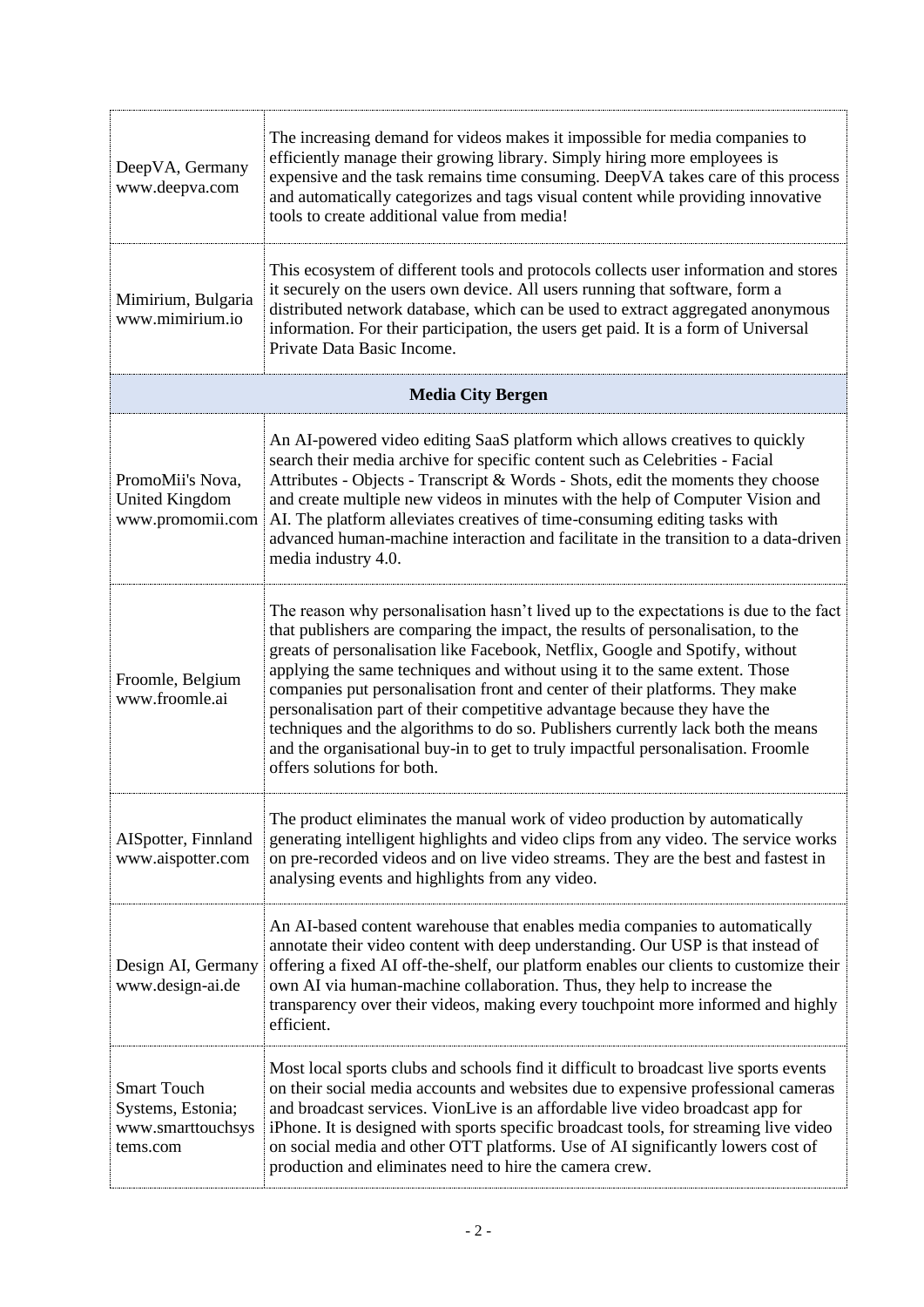| | |
|---|---|
| DeepVA, Germany www.deepva.com | The increasing demand for videos makes it impossible for media companies to efficiently manage their growing library. Simply hiring more employees is expensive and the task remains time consuming. DeepVA takes care of this process and automatically categorizes and tags visual content while providing innovative tools to create additional value from media! |
| Mimirium, Bulgaria www.mimirium.io | This ecosystem of different tools and protocols collects user information and stores it securely on the users own device. All users running that software, form a distributed network database, which can be used to extract aggregated anonymous information. For their participation, the users get paid. It is a form of Universal Private Data Basic Income. |
| **Media City Bergen** | |
| PromoMii's Nova, United Kingdom www.promomii.com | An AI-powered video editing SaaS platform which allows creatives to quickly search their media archive for specific content such as Celebrities - Facial Attributes - Objects - Transcript & Words - Shots, edit the moments they choose and create multiple new videos in minutes with the help of Computer Vision and AI. The platform alleviates creatives of time-consuming editing tasks with advanced human-machine interaction and facilitate in the transition to a data-driven media industry 4.0. |
| Froomle, Belgium www.froomle.ai | The reason why personalisation hasn't lived up to the expectations is due to the fact that publishers are comparing the impact, the results of personalisation, to the greats of personalisation like Facebook, Netflix, Google and Spotify, without applying the same techniques and without using it to the same extent. Those companies put personalisation front and center of their platforms. They make personalisation part of their competitive advantage because they have the techniques and the algorithms to do so. Publishers currently lack both the means and the organisational buy-in to get to truly impactful personalisation. Froomle offers solutions for both. |
| AISpotter, Finnland www.aispotter.com | The product eliminates the manual work of video production by automatically generating intelligent highlights and video clips from any video. The service works on pre-recorded videos and on live video streams. They are the best and fastest in analysing events and highlights from any video. |
| Design AI, Germany www.design-ai.de | An AI-based content warehouse that enables media companies to automatically annotate their video content with deep understanding. Our USP is that instead of offering a fixed AI off-the-shelf, our platform enables our clients to customize their own AI via human-machine collaboration. Thus, they help to increase the transparency over their videos, making every touchpoint more informed and highly efficient. |
| Smart Touch Systems, Estonia; www.smarttouchsystems.com | Most local sports clubs and schools find it difficult to broadcast live sports events on their social media accounts and websites due to expensive professional cameras and broadcast services. VionLive is an affordable live video broadcast app for iPhone. It is designed with sports specific broadcast tools, for streaming live video on social media and other OTT platforms. Use of AI significantly lowers cost of production and eliminates need to hire the camera crew. |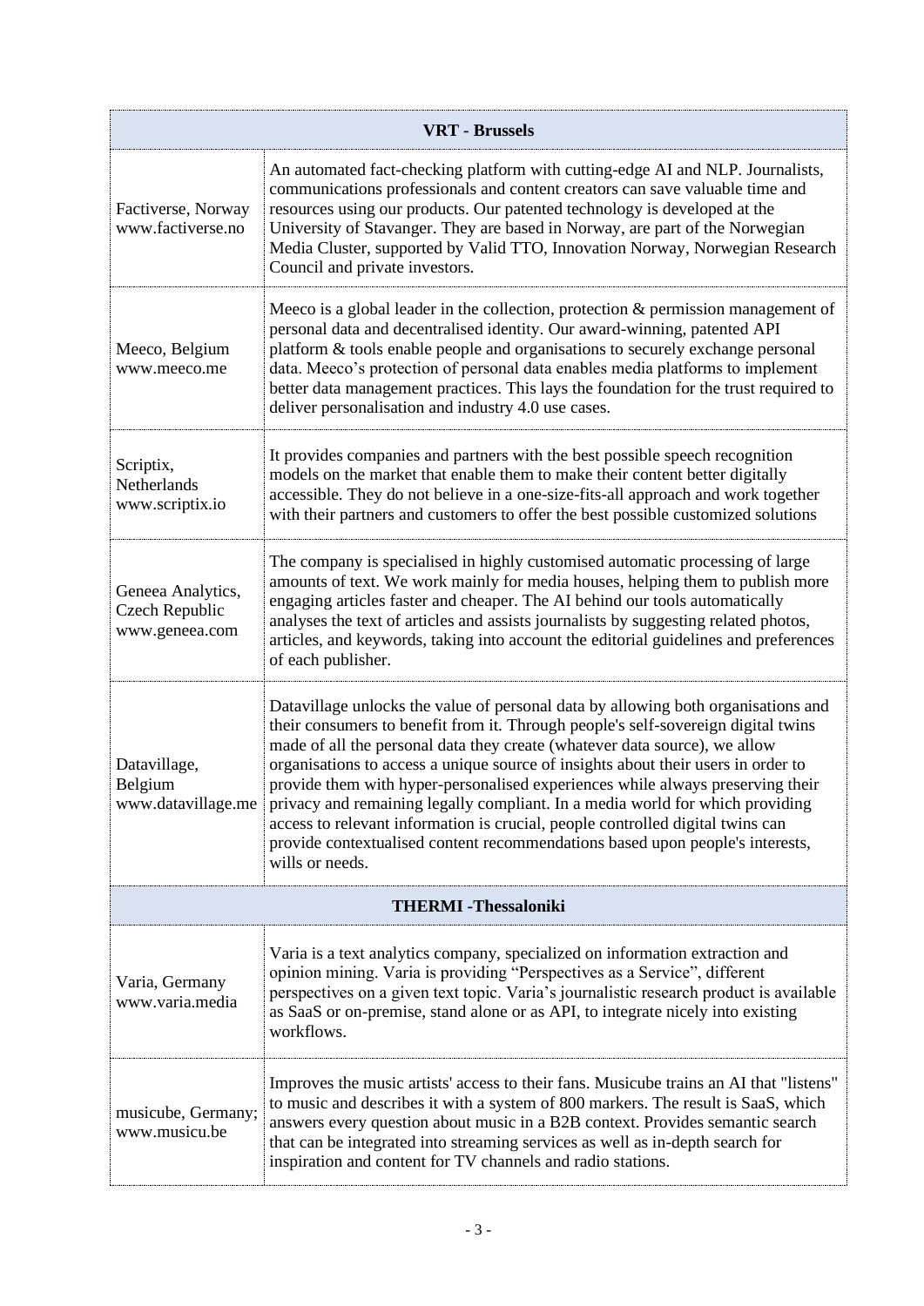| **VRT - Brussels** | |
|---|---|
| Factiverse, Norway www.factiverse.no | An automated fact-checking platform with cutting-edge AI and NLP. Journalists, communications professionals and content creators can save valuable time and resources using our products. Our patented technology is developed at the University of Stavanger. They are based in Norway, are part of the Norwegian Media Cluster, supported by Valid TTO, Innovation Norway, Norwegian Research Council and private investors. |
| Meeco, Belgium www.meeco.me | Meeco is a global leader in the collection, protection & permission management of personal data and decentralised identity. Our award-winning, patented API platform & tools enable people and organisations to securely exchange personal data. Meeco's protection of personal data enables media platforms to implement better data management practices. This lays the foundation for the trust required to deliver personalisation and industry 4.0 use cases. |
| Scriptix, Netherlands www.scriptix.io | It provides companies and partners with the best possible speech recognition models on the market that enable them to make their content better digitally accessible. They do not believe in a one-size-fits-all approach and work together with their partners and customers to offer the best possible customized solutions |
| Geneea Analytics, Czech Republic www.geneea.com | The company is specialised in highly customised automatic processing of large amounts of text. We work mainly for media houses, helping them to publish more engaging articles faster and cheaper. The AI behind our tools automatically analyses the text of articles and assists journalists by suggesting related photos, articles, and keywords, taking into account the editorial guidelines and preferences of each publisher. |
| Datavillage, Belgium www.datavillage.me | Datavillage unlocks the value of personal data by allowing both organisations and their consumers to benefit from it. Through people's self-sovereign digital twins made of all the personal data they create (whatever data source), we allow organisations to access a unique source of insights about their users in order to provide them with hyper-personalised experiences while always preserving their privacy and remaining legally compliant. In a media world for which providing access to relevant information is crucial, people controlled digital twins can provide contextualised content recommendations based upon people's interests, wills or needs. |
| **THERMI -Thessaloniki** | |
| Varia, Germany www.varia.media | Varia is a text analytics company, specialized on information extraction and opinion mining. Varia is providing "Perspectives as a Service", different perspectives on a given text topic. Varia's journalistic research product is available as SaaS or on-premise, stand alone or as API, to integrate nicely into existing workflows. |
| musicube, Germany; www.musicu.be | Improves the music artists' access to their fans. Musicube trains an AI that "listens" to music and describes it with a system of 800 markers. The result is SaaS, which answers every question about music in a B2B context. Provides semantic search that can be integrated into streaming services as well as in-depth search for inspiration and content for TV channels and radio stations. |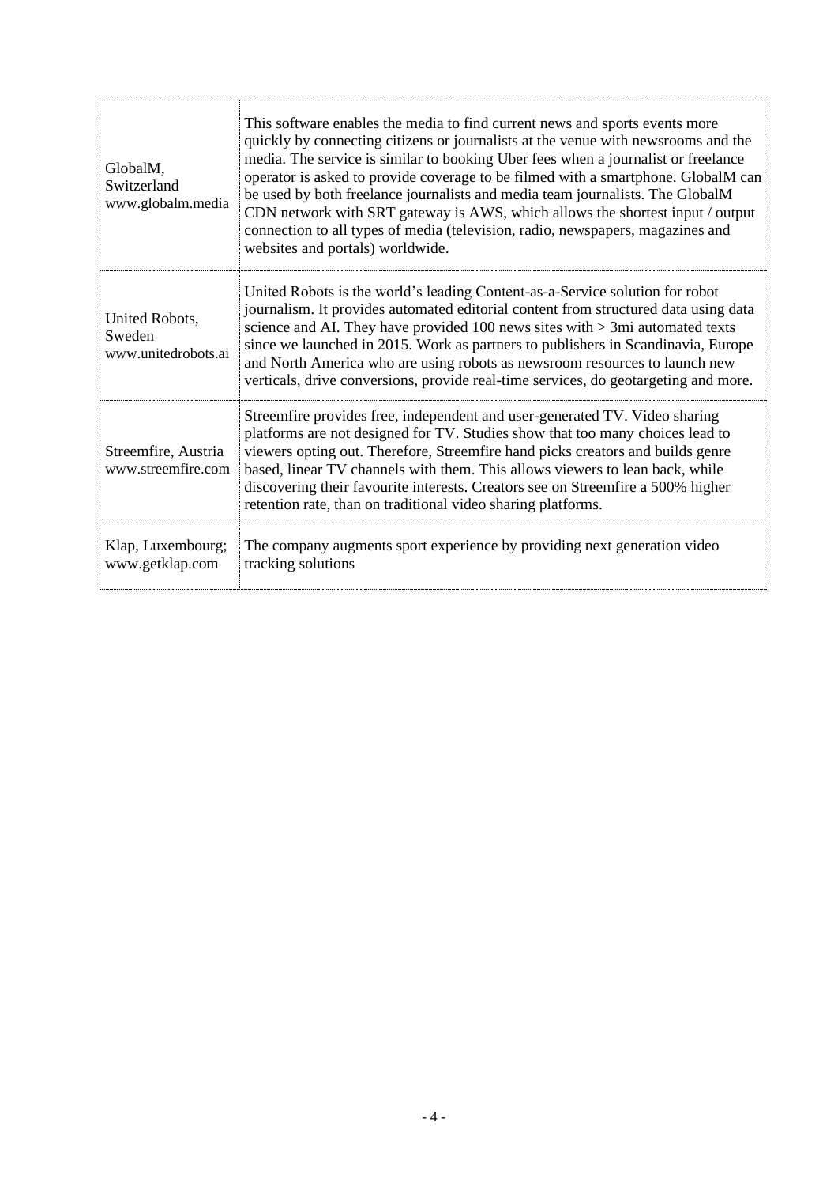| | |
|---|---|
| GlobalM, Switzerland www.globalm.media | This software enables the media to find current news and sports events more quickly by connecting citizens or journalists at the venue with newsrooms and the media. The service is similar to booking Uber fees when a journalist or freelance operator is asked to provide coverage to be filmed with a smartphone. GlobalM can be used by both freelance journalists and media team journalists. The GlobalM CDN network with SRT gateway is AWS, which allows the shortest input / output connection to all types of media (television, radio, newspapers, magazines and websites and portals) worldwide. |
| United Robots, Sweden www.unitedrobots.ai | United Robots is the world's leading Content-as-a-Service solution for robot journalism. It provides automated editorial content from structured data using data science and AI. They have provided 100 news sites with > 3mi automated texts since we launched in 2015. Work as partners to publishers in Scandinavia, Europe and North America who are using robots as newsroom resources to launch new verticals, drive conversions, provide real-time services, do geotargeting and more. |
| Streemfire, Austria www.streemfire.com | Streemfire provides free, independent and user-generated TV. Video sharing platforms are not designed for TV. Studies show that too many choices lead to viewers opting out. Therefore, Streemfire hand picks creators and builds genre based, linear TV channels with them. This allows viewers to lean back, while discovering their favourite interests. Creators see on Streemfire a 500% higher retention rate, than on traditional video sharing platforms. |
| Klap, Luxembourg; www.getklap.com | The company augments sport experience by providing next generation video tracking solutions |